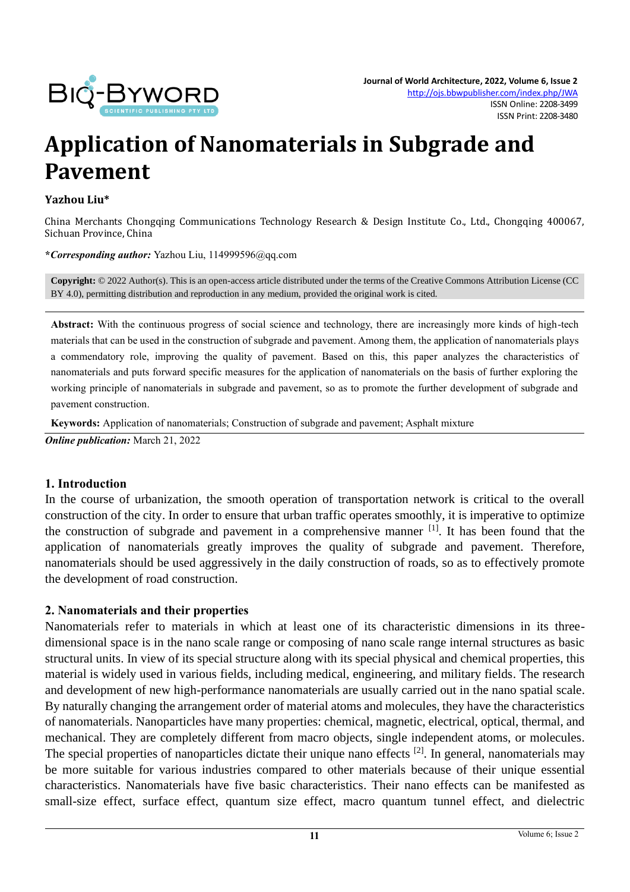# Application of Nanomaterials in Subgrade and Pavement

**Yazhou Liu***

China Merchants Chongqing Communications Technology Research & Design Institute Co., Ltd., Chongqing 400067, Sichuan Province, China

***Corresponding author:** Yazhou Liu, 114999596@qq.com

**Copyright:** © 2022 Author(s). This is an open-access article distributed under the terms of the Creative Commons Attribution License (CC BY 4.0), permitting distribution and reproduction in any medium, provided the original work is cited.

**Abstract:** With the continuous progress of social science and technology, there are increasingly more kinds of high-tech materials that can be used in the construction of subgrade and pavement. Among them, the application of nanomaterials plays a commendatory role, improving the quality of pavement. Based on this, this paper analyzes the characteristics of nanomaterials and puts forward specific measures for the application of nanomaterials on the basis of further exploring the working principle of nanomaterials in subgrade and pavement, so as to promote the further development of subgrade and pavement construction.

**Keywords:** Application of nanomaterials; Construction of subgrade and pavement; Asphalt mixture

***Online publication:*** March 21, 2022

## 1. Introduction

In the course of urbanization, the smooth operation of transportation network is critical to the overall construction of the city. In order to ensure that urban traffic operates smoothly, it is imperative to optimize the construction of subgrade and pavement in a comprehensive manner [1]. It has been found that the application of nanomaterials greatly improves the quality of subgrade and pavement. Therefore, nanomaterials should be used aggressively in the daily construction of roads, so as to effectively promote the development of road construction.

## 2. Nanomaterials and their properties

Nanomaterials refer to materials in which at least one of its characteristic dimensions in its three-dimensional space is in the nano scale range or composing of nano scale range internal structures as basic structural units. In view of its special structure along with its special physical and chemical properties, this material is widely used in various fields, including medical, engineering, and military fields. The research and development of new high-performance nanomaterials are usually carried out in the nano spatial scale. By naturally changing the arrangement order of material atoms and molecules, they have the characteristics of nanomaterials. Nanoparticles have many properties: chemical, magnetic, electrical, optical, thermal, and mechanical. They are completely different from macro objects, single independent atoms, or molecules. The special properties of nanoparticles dictate their unique nano effects [2]. In general, nanomaterials may be more suitable for various industries compared to other materials because of their unique essential characteristics. Nanomaterials have five basic characteristics. Their nano effects can be manifested as small-size effect, surface effect, quantum size effect, macro quantum tunnel effect, and dielectric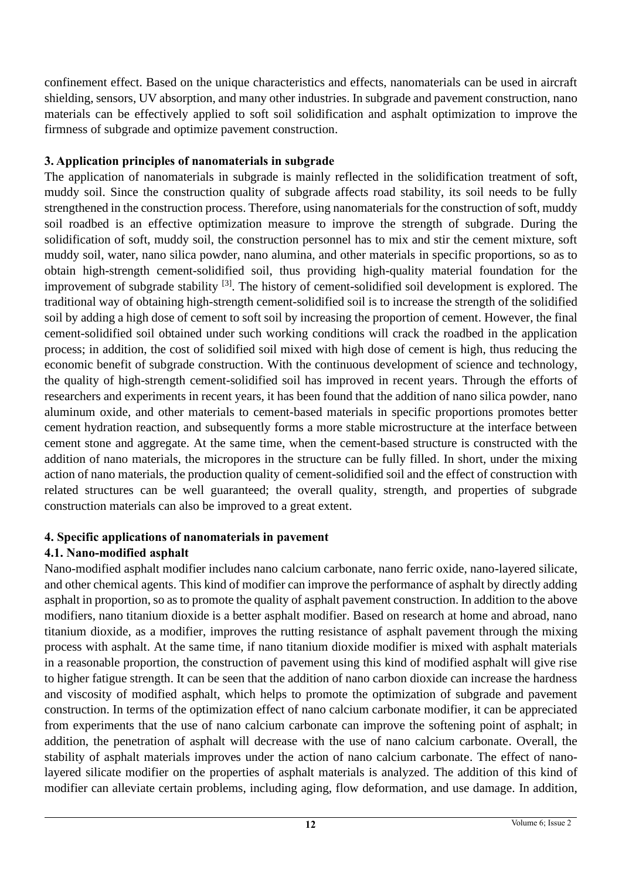confinement effect. Based on the unique characteristics and effects, nanomaterials can be used in aircraft shielding, sensors, UV absorption, and many other industries. In subgrade and pavement construction, nano materials can be effectively applied to soft soil solidification and asphalt optimization to improve the firmness of subgrade and optimize pavement construction.

## 3. Application principles of nanomaterials in subgrade

The application of nanomaterials in subgrade is mainly reflected in the solidification treatment of soft, muddy soil. Since the construction quality of subgrade affects road stability, its soil needs to be fully strengthened in the construction process. Therefore, using nanomaterials for the construction of soft, muddy soil roadbed is an effective optimization measure to improve the strength of subgrade. During the solidification of soft, muddy soil, the construction personnel has to mix and stir the cement mixture, soft muddy soil, water, nano silica powder, nano alumina, and other materials in specific proportions, so as to obtain high-strength cement-solidified soil, thus providing high-quality material foundation for the improvement of subgrade stability [3]. The history of cement-solidified soil development is explored. The traditional way of obtaining high-strength cement-solidified soil is to increase the strength of the solidified soil by adding a high dose of cement to soft soil by increasing the proportion of cement. However, the final cement-solidified soil obtained under such working conditions will crack the roadbed in the application process; in addition, the cost of solidified soil mixed with high dose of cement is high, thus reducing the economic benefit of subgrade construction. With the continuous development of science and technology, the quality of high-strength cement-solidified soil has improved in recent years. Through the efforts of researchers and experiments in recent years, it has been found that the addition of nano silica powder, nano aluminum oxide, and other materials to cement-based materials in specific proportions promotes better cement hydration reaction, and subsequently forms a more stable microstructure at the interface between cement stone and aggregate. At the same time, when the cement-based structure is constructed with the addition of nano materials, the micropores in the structure can be fully filled. In short, under the mixing action of nano materials, the production quality of cement-solidified soil and the effect of construction with related structures can be well guaranteed; the overall quality, strength, and properties of subgrade construction materials can also be improved to a great extent.

## 4. Specific applications of nanomaterials in pavement

### 4.1. Nano-modified asphalt

Nano-modified asphalt modifier includes nano calcium carbonate, nano ferric oxide, nano-layered silicate, and other chemical agents. This kind of modifier can improve the performance of asphalt by directly adding asphalt in proportion, so as to promote the quality of asphalt pavement construction. In addition to the above modifiers, nano titanium dioxide is a better asphalt modifier. Based on research at home and abroad, nano titanium dioxide, as a modifier, improves the rutting resistance of asphalt pavement through the mixing process with asphalt. At the same time, if nano titanium dioxide modifier is mixed with asphalt materials in a reasonable proportion, the construction of pavement using this kind of modified asphalt will give rise to higher fatigue strength. It can be seen that the addition of nano carbon dioxide can increase the hardness and viscosity of modified asphalt, which helps to promote the optimization of subgrade and pavement construction. In terms of the optimization effect of nano calcium carbonate modifier, it can be appreciated from experiments that the use of nano calcium carbonate can improve the softening point of asphalt; in addition, the penetration of asphalt will decrease with the use of nano calcium carbonate. Overall, the stability of asphalt materials improves under the action of nano calcium carbonate. The effect of nano-layered silicate modifier on the properties of asphalt materials is analyzed. The addition of this kind of modifier can alleviate certain problems, including aging, flow deformation, and use damage. In addition,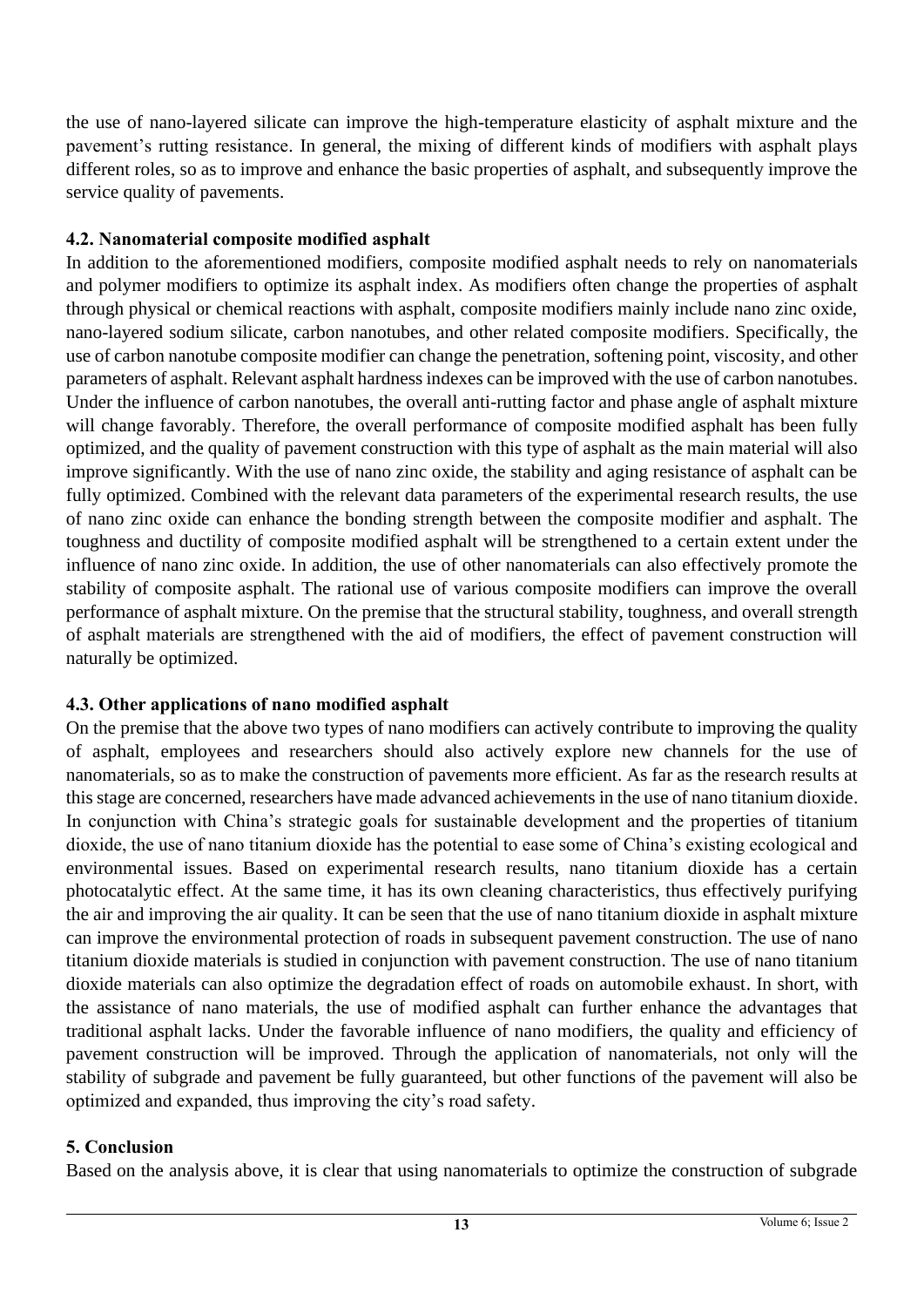the use of nano-layered silicate can improve the high-temperature elasticity of asphalt mixture and the pavement's rutting resistance. In general, the mixing of different kinds of modifiers with asphalt plays different roles, so as to improve and enhance the basic properties of asphalt, and subsequently improve the service quality of pavements.

### 4.2. Nanomaterial composite modified asphalt

In addition to the aforementioned modifiers, composite modified asphalt needs to rely on nanomaterials and polymer modifiers to optimize its asphalt index. As modifiers often change the properties of asphalt through physical or chemical reactions with asphalt, composite modifiers mainly include nano zinc oxide, nano-layered sodium silicate, carbon nanotubes, and other related composite modifiers. Specifically, the use of carbon nanotube composite modifier can change the penetration, softening point, viscosity, and other parameters of asphalt. Relevant asphalt hardness indexes can be improved with the use of carbon nanotubes. Under the influence of carbon nanotubes, the overall anti-rutting factor and phase angle of asphalt mixture will change favorably. Therefore, the overall performance of composite modified asphalt has been fully optimized, and the quality of pavement construction with this type of asphalt as the main material will also improve significantly. With the use of nano zinc oxide, the stability and aging resistance of asphalt can be fully optimized. Combined with the relevant data parameters of the experimental research results, the use of nano zinc oxide can enhance the bonding strength between the composite modifier and asphalt. The toughness and ductility of composite modified asphalt will be strengthened to a certain extent under the influence of nano zinc oxide. In addition, the use of other nanomaterials can also effectively promote the stability of composite asphalt. The rational use of various composite modifiers can improve the overall performance of asphalt mixture. On the premise that the structural stability, toughness, and overall strength of asphalt materials are strengthened with the aid of modifiers, the effect of pavement construction will naturally be optimized.

### 4.3. Other applications of nano modified asphalt

On the premise that the above two types of nano modifiers can actively contribute to improving the quality of asphalt, employees and researchers should also actively explore new channels for the use of nanomaterials, so as to make the construction of pavements more efficient. As far as the research results at this stage are concerned, researchers have made advanced achievements in the use of nano titanium dioxide. In conjunction with China's strategic goals for sustainable development and the properties of titanium dioxide, the use of nano titanium dioxide has the potential to ease some of China's existing ecological and environmental issues. Based on experimental research results, nano titanium dioxide has a certain photocatalytic effect. At the same time, it has its own cleaning characteristics, thus effectively purifying the air and improving the air quality. It can be seen that the use of nano titanium dioxide in asphalt mixture can improve the environmental protection of roads in subsequent pavement construction. The use of nano titanium dioxide materials is studied in conjunction with pavement construction. The use of nano titanium dioxide materials can also optimize the degradation effect of roads on automobile exhaust. In short, with the assistance of nano materials, the use of modified asphalt can further enhance the advantages that traditional asphalt lacks. Under the favorable influence of nano modifiers, the quality and efficiency of pavement construction will be improved. Through the application of nanomaterials, not only will the stability of subgrade and pavement be fully guaranteed, but other functions of the pavement will also be optimized and expanded, thus improving the city's road safety.

## 5. Conclusion

Based on the analysis above, it is clear that using nanomaterials to optimize the construction of subgrade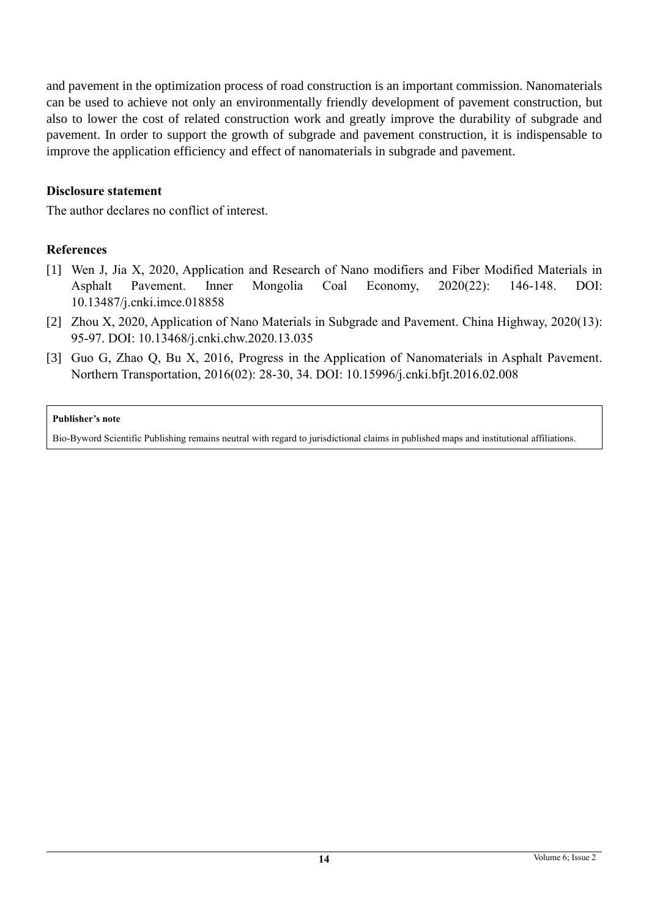and pavement in the optimization process of road construction is an important commission. Nanomaterials can be used to achieve not only an environmentally friendly development of pavement construction, but also to lower the cost of related construction work and greatly improve the durability of subgrade and pavement. In order to support the growth of subgrade and pavement construction, it is indispensable to improve the application efficiency and effect of nanomaterials in subgrade and pavement.

## Disclosure statement

The author declares no conflict of interest.

## References

[1] Wen J, Jia X, 2020, Application and Research of Nano modifiers and Fiber Modified Materials in Asphalt Pavement. Inner Mongolia Coal Economy, 2020(22): 146-148. DOI: 10.13487/j.cnki.imce.018858

[2] Zhou X, 2020, Application of Nano Materials in Subgrade and Pavement. China Highway, 2020(13): 95-97. DOI: 10.13468/j.cnki.chw.2020.13.035

[3] Guo G, Zhao Q, Bu X, 2016, Progress in the Application of Nanomaterials in Asphalt Pavement. Northern Transportation, 2016(02): 28-30, 34. DOI: 10.15996/j.cnki.bfjt.2016.02.008

**Publisher's note**

Bio-Byword Scientific Publishing remains neutral with regard to jurisdictional claims in published maps and institutional affiliations.